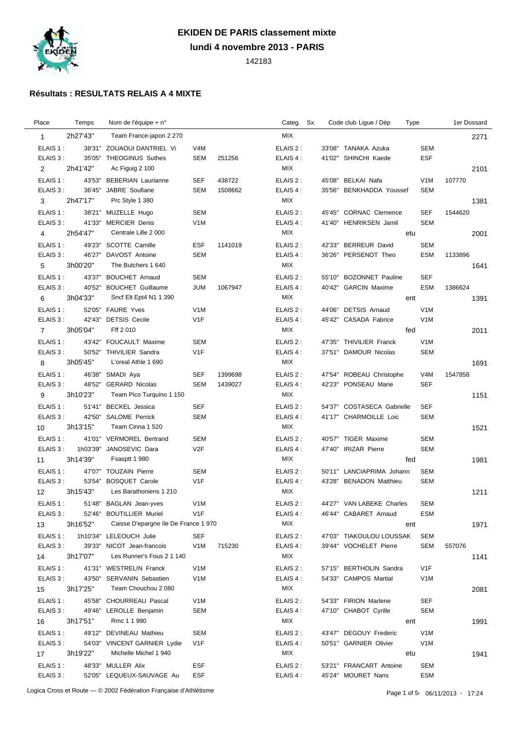# EKIDEN DE PARIS classement mixte

**lundi 4 novembre 2013 - PARIS**

142183

### Résultats : RESULTATS RELAIS A 4 MIXTE

| Place | Temps | Nom de l'équipe + n° | | | Categ. Sx. | Code club Ligue / Dép | Type | | 1er Dossard |
|---|---|---|---|---|---|---|---|---|---|
| 1 | 2h27'43" | Team France-japon 2 270 | | | MIX | | | | 2271 |
| ELAIS 1 : | 38'31" | ZOUAOUI DANTRIEL Vi | V4M | | ELAIS 2 : | 33'08" TANAKA Azuka | | SEM | |
| ELAIS 3 : | 35'05" | THEOGINUS Suthes | SEM | 251256 | ELAIS 4 : | 41'02" SHINCHI Kaede | | ESF | |
| 2 | 2h41'42" | Ac Figuig 2 100 | | | MIX | | | | 2101 |
| ELAIS 1 : | 43'53" | BEBERIAN Laurianne | SEF | 438722 | ELAIS 2 : | 45'08" BELKAI Nafa | | V1M | 107770 |
| ELAIS 3 : | 36'45" | JABRE Soufiane | SEM | 1508662 | ELAIS 4 : | 35'56" BENKHADDA Youssef | | SEM | |
| 3 | 2h47'17" | Prc Style 1 380 | | | MIX | | | | 1381 |
| ELAIS 1 : | 38'21" | MUZELLE Hugo | SEM | | ELAIS 2 : | 45'45" CORNAC Clemence | | SEF | 1544620 |
| ELAIS 3 : | 41'33" | MERCIER Denis | V1M | | ELAIS 4 : | 41'40" HENRIKSEN Jamil | | SEM | |
| 4 | 2h54'47" | Centrale Lille 2 000 | | | MIX | | etu | | 2001 |
| ELAIS 1 : | 49'23" | SCOTTE Camille | ESF | 1141019 | ELAIS 2 : | 42'33" BERREUR David | | SEM | |
| ELAIS 3 : | 46'27" | DAVOST Antoine | SEM | | ELAIS 4 : | 36'26" PERSENOT Theo | | ESM | 1133896 |
| 5 | 3h00'20" | The Butchers 1 640 | | | MIX | | | | 1641 |
| ELAIS 1 : | 43'37" | BOUCHET Arnaud | SEM | | ELAIS 2 : | 55'10" BOZONNET Pauline | | SEF | |
| ELAIS 3 : | 40'52" | BOUCHET Guillaume | JUM | 1067947 | ELAIS 4 : | 40'42" GARCIN Maxime | | ESM | 1386624 |
| 6 | 3h04'33" | Sncf Elt Ept4 N1 1 390 | | | MIX | | ent | | 1391 |
| ELAIS 1 : | 52'05" | FAURE Yves | V1M | | ELAIS 2 : | 44'06" DETSIS Arnaud | | V1M | |
| ELAIS 3 : | 42'43" | DETSIS Cecile | V1F | | ELAIS 4 : | 45'42" CASADA Fabrice | | V1M | |
| 7 | 3h05'04" | Fff 2 010 | | | MIX | | fed | | 2011 |
| ELAIS 1 : | 43'42" | FOUCAULT Maxime | SEM | | ELAIS 2 : | 47'35" THIVILIER Franck | | V1M | |
| ELAIS 3 : | 50'52" | THIVILIER Sandra | V1F | | ELAIS 4 : | 37'51" DAMOUR Nicolas | | SEM | |
| 8 | 3h05'45" | L'oreal Athle 1 690 | | | MIX | | | | 1691 |
| ELAIS 1 : | 46'38" | SMADI Aya | SEF | 1399698 | ELAIS 2 : | 47'54" ROBEAU Christophe | | V4M | 1547858 |
| ELAIS 3 : | 48'52" | GERARD Nicolas | SEM | 1439027 | ELAIS 4 : | 42'23" PONSEAU Marie | | SEF | |
| 9 | 3h10'23" | Team Pico Turquino 1 150 | | | MIX | | | | 1151 |
| ELAIS 1 : | 51'41" | BECKEL Jessica | SEF | | ELAIS 2 : | 54'37" COSTASECA Gabrielle | | SEF | |
| ELAIS 3 : | 42'50" | SALOME Perrick | SEM | | ELAIS 4 : | 41'17" CHARMOILLE Loic | | SEM | |
| 10 | 3h13'15" | Team Cinna 1 520 | | | MIX | | | | 1521 |
| ELAIS 1 : | 41'01" | VERMOREL Bertrand | SEM | | ELAIS 2 : | 40'57" TIGER Maxime | | SEM | |
| ELAIS 3 : | 1h03'39" | JANOSEVIC Dara | V2F | | ELAIS 4 : | 47'40" IRIZAR Pierre | | SEM | |
| 11 | 3h14'39" | Fsasptt 1 980 | | | MIX | | fed | | 1981 |
| ELAIS 1 : | 47'07" | TOUZAIN Pierre | SEM | | ELAIS 2 : | 50'11" LANCIAPRIMA Johann | | SEM | |
| ELAIS 3 : | 53'54" | BOSQUET Carole | V1F | | ELAIS 4 : | 43'28" BENADON Matthieu | | SEM | |
| 12 | 3h15'43" | Les Barathoniens 1 210 | | | MIX | | | | 1211 |
| ELAIS 1 : | 51'48" | BAGLAN Jean-yves | V1M | | ELAIS 2 : | 44'27" VAN LABEKE Charles | | SEM | |
| ELAIS 3 : | 52'46" | BOUTILLIER Muriel | V1F | | ELAIS 4 : | 46'44" CABARET Arnaud | | ESM | |
| 13 | 3h16'52" | Caisse D'epargne Ile De France 1 970 | | | MIX | | ent | | 1971 |
| ELAIS 1 : | 1h10'34" | LELEOUCH Julie | SEF | | ELAIS 2 : | 47'03" TIAKOULOU LOUSSAK | | SEM | |
| ELAIS 3 : | 39'33" | NICOT Jean-francois | V1M | 715230 | ELAIS 4 : | 39'44" VOCHELET Pierre | | SEM | 557076 |
| 14 | 3h17'07" | Les Runner's Fous 2 1 140 | | | MIX | | | | 1141 |
| ELAIS 1 : | 41'31" | WESTRELIN Franck | V1M | | ELAIS 2 : | 57'15" BERTHOLIN Sandra | | V1F | |
| ELAIS 3 : | 43'50" | SERVANIN Sebastien | V1M | | ELAIS 4 : | 54'33" CAMPOS Martial | | V1M | |
| 15 | 3h17'25" | Team Chouchou 2 080 | | | MIX | | | | 2081 |
| ELAIS 1 : | 45'58" | CHOURREAU Pascal | V1M | | ELAIS 2 : | 54'33" FIRION Marlene | | SEF | |
| ELAIS 3 : | 49'46" | LEROLLE Benjamin | SEM | | ELAIS 4 : | 47'10" CHABOT Cyrille | | SEM | |
| 16 | 3h17'51" | Rmc 1 1 990 | | | MIX | | ent | | 1991 |
| ELAIS 1 : | 49'12" | DEVINEAU Mathieu | SEM | | ELAIS 2 : | 43'47" DEGOUY Frederic | | V1M | |
| ELAIS 3 : | 54'03" | VINCENT GARNIER Lydie | V1F | | ELAIS 4 : | 50'51" GARNIER Olivier | | V1M | |
| 17 | 3h19'22" | Michelle Michel 1 940 | | | MIX | | etu | | 1941 |
| ELAIS 1 : | 48'33" | MULLER Alix | ESF | | ELAIS 2 : | 53'21" FRANCART Antoine | | SEM | |
| ELAIS 3 : | 52'05" | LEQUEUX-SAUVAGE Au | ESF | | ELAIS 4 : | 45'24" MOURET Nans | | ESM | |

Logica Cross et Route — © 2002 Fédération Française d'Athlétisme

06/11/2013 - 17:24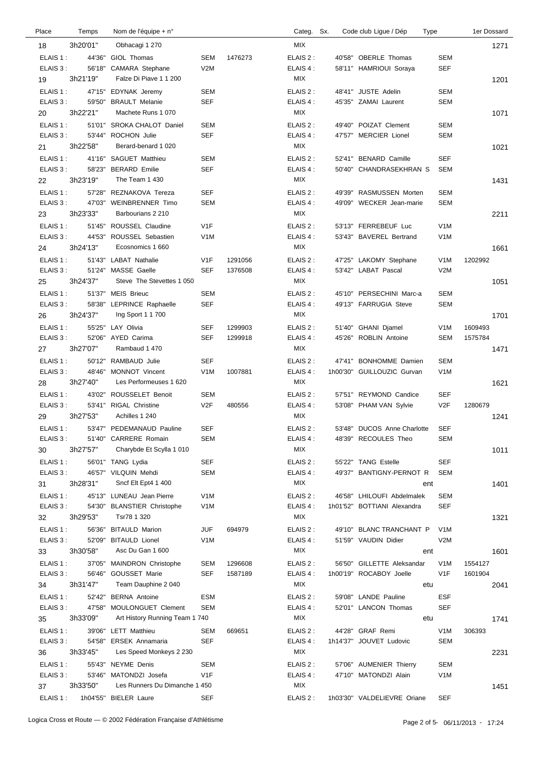| Place | Temps | Nom de l'équipe + n° | | | Categ. | Sx. | Code club Ligue / Dép | Type | 1er Dossard |
|---|---|---|---|---|---|---|---|---|---|
| 18 | 3h20'01'' | Obhacagi 1 270 | | | MIX | | | | 1271 |
| ELAIS 1 : | 44'36'' | GIOL Thomas | SEM | 1476273 | ELAIS 2 : | | 40'58'' OBERLE Thomas | SEM | |
| ELAIS 3 : | 56'18'' | CAMARA Stephane | V2M | | ELAIS 4 : | | 58'11'' HAMRIOUI Soraya | SEF | |
| 19 | 3h21'19'' | Falze Di Piave 1 1 200 | | | MIX | | | | 1201 |
| ELAIS 1 : | 47'15'' | EDYNAK Jeremy | SEM | | ELAIS 2 : | | 48'41'' JUSTE Adelin | SEM | |
| ELAIS 3 : | 59'50'' | BRAULT Melanie | SEF | | ELAIS 4 : | | 45'35'' ZAMAI Laurent | SEM | |
| 20 | 3h22'21'' | Machete Runs 1 070 | | | MIX | | | | 1071 |
| ELAIS 1 : | 51'01'' | SROKA CHALOT Daniel | SEM | | ELAIS 2 : | | 49'40'' POIZAT Clement | SEM | |
| ELAIS 3 : | 53'44'' | ROCHON Julie | SEF | | ELAIS 4 : | | 47'57'' MERCIER Lionel | SEM | |
| 21 | 3h22'58'' | Berard-benard 1 020 | | | MIX | | | | 1021 |
| ELAIS 1 : | 41'16'' | SAGUET Matthieu | SEM | | ELAIS 2 : | | 52'41'' BENARD Camille | SEF | |
| ELAIS 3 : | 58'23'' | BERARD Emilie | SEF | | ELAIS 4 : | | 50'40'' CHANDRASEKHRAN S | SEM | |
| 22 | 3h23'19'' | The Team 1 430 | | | MIX | | | | 1431 |
| ELAIS 1 : | 57'28'' | REZNAKOVA Tereza | SEF | | ELAIS 2 : | | 49'39'' RASMUSSEN Morten | SEM | |
| ELAIS 3 : | 47'03'' | WEINBRENNER Timo | SEM | | ELAIS 4 : | | 49'09'' WECKER Jean-marie | SEM | |
| 23 | 3h23'33'' | Barbourians 2 210 | | | MIX | | | | 2211 |
| ELAIS 1 : | 51'45'' | ROUSSEL Claudine | V1F | | ELAIS 2 : | | 53'13'' FERREBEUF Luc | V1M | |
| ELAIS 3 : | 44'53'' | ROUSSEL Sebastien | V1M | | ELAIS 4 : | | 53'43'' BAVEREL Bertrand | V1M | |
| 24 | 3h24'13'' | Ecosnomics 1 660 | | | MIX | | | | 1661 |
| ELAIS 1 : | 51'43'' | LABAT Nathalie | V1F | 1291056 | ELAIS 2 : | | 47'25'' LAKOMY Stephane | V1M | 1202992 |
| ELAIS 3 : | 51'24'' | MASSE Gaelle | SEF | 1376508 | ELAIS 4 : | | 53'42'' LABAT Pascal | V2M | |
| 25 | 3h24'37'' | Steve The Stevettes 1 050 | | | MIX | | | | 1051 |
| ELAIS 1 : | 51'37'' | MEIS Brieuc | SEM | | ELAIS 2 : | | 45'10'' PERSECHINI Marc-a | SEM | |
| ELAIS 3 : | 58'38'' | LEPRINCE Raphaelle | SEF | | ELAIS 4 : | | 49'13'' FARRUGIA Steve | SEM | |
| 26 | 3h24'37'' | Ing Sport 1 1 700 | | | MIX | | | | 1701 |
| ELAIS 1 : | 55'25'' | LAY Olivia | SEF | 1299903 | ELAIS 2 : | | 51'40'' GHANI Djamel | V1M | 1609493 |
| ELAIS 3 : | 52'06'' | AYED Carima | SEF | 1299918 | ELAIS 4 : | | 45'26'' ROBLIN Antoine | SEM | 1575784 |
| 27 | 3h27'07'' | Rambaud 1 470 | | | MIX | | | | 1471 |
| ELAIS 1 : | 50'12'' | RAMBAUD Julie | SEF | | ELAIS 2 : | | 47'41'' BONHOMME Damien | SEM | |
| ELAIS 3 : | 48'46'' | MONNOT Vincent | V1M | 1007881 | ELAIS 4 : | | 1h00'30'' GUILLOUZIC Gurvan | V1M | |
| 28 | 3h27'40'' | Les Performeuses 1 620 | | | MIX | | | | 1621 |
| ELAIS 1 : | 43'02'' | ROUSSELET Benoit | SEM | | ELAIS 2 : | | 57'51'' REYMOND Candice | SEF | |
| ELAIS 3 : | 53'41'' | RIGAL Christine | V2F | 480556 | ELAIS 4 : | | 53'08'' PHAM VAN Sylvie | V2F | 1280679 |
| 29 | 3h27'53'' | Achilles 1 240 | | | MIX | | | | 1241 |
| ELAIS 1 : | 53'47'' | PEDEMANAUD Pauline | SEF | | ELAIS 2 : | | 53'48'' DUCOS Anne Charlotte | SEF | |
| ELAIS 3 : | 51'40'' | CARRERE Romain | SEM | | ELAIS 4 : | | 48'39'' RECOULES Theo | SEM | |
| 30 | 3h27'57'' | Charybde Et Scylla 1 010 | | | MIX | | | | 1011 |
| ELAIS 1 : | 56'01'' | TANG Lydia | SEF | | ELAIS 2 : | | 55'22'' TANG Estelle | SEF | |
| ELAIS 3 : | 46'57'' | VILQUIN Mehdi | SEM | | ELAIS 4 : | | 49'37'' BANTIGNY-PERNOT R | SEM | |
| 31 | 3h28'31'' | Sncf Elt Ept4 1 400 | | | MIX | | | ent | 1401 |
| ELAIS 1 : | 45'13'' | LUNEAU Jean Pierre | V1M | | ELAIS 2 : | | 46'58'' LHILOUFI Abdelmalek | SEM | |
| ELAIS 3 : | 54'30'' | BLANSTIER Christophe | V1M | | ELAIS 4 : | | 1h01'52'' BOTTIANI Alexandra | SEF | |
| 32 | 3h29'53'' | Tsr78 1 320 | | | MIX | | | | 1321 |
| ELAIS 1 : | 56'36'' | BITAULD Marion | JUF | 694979 | ELAIS 2 : | | 49'10'' BLANC TRANCHANT P | V1M | |
| ELAIS 3 : | 52'09'' | BITAULD Lionel | V1M | | ELAIS 4 : | | 51'59'' VAUDIN Didier | V2M | |
| 33 | 3h30'58'' | Asc Du Gan 1 600 | | | MIX | | | ent | 1601 |
| ELAIS 1 : | 37'05'' | MAINDRON Christophe | SEM | 1296608 | ELAIS 2 : | | 56'50'' GILLETTE Aleksandar | V1M | 1554127 |
| ELAIS 3 : | 56'46'' | GOUSSET Marie | SEF | 1587189 | ELAIS 4 : | | 1h00'19'' ROCABOY Joelle | V1F | 1601904 |
| 34 | 3h31'47'' | Team Dauphine 2 040 | | | MIX | | | etu | 2041 |
| ELAIS 1 : | 52'42'' | BERNA Antoine | ESM | | ELAIS 2 : | | 59'08'' LANDE Pauline | ESF | |
| ELAIS 3 : | 47'58'' | MOULONGUET Clement | SEM | | ELAIS 4 : | | 52'01'' LANCON Thomas | SEF | |
| 35 | 3h33'09'' | Art History Running Team 1 740 | | | MIX | | | etu | 1741 |
| ELAIS 1 : | 39'06'' | LETT Matthieu | SEM | 669651 | ELAIS 2 : | | 44'28'' GRAF Remi | V1M | 306393 |
| ELAIS 3 : | 54'58'' | ERSEK Annamaria | SEF | | ELAIS 4 : | | 1h14'37'' JOUVET Ludovic | SEM | |
| 36 | 3h33'45'' | Les Speed Monkeys 2 230 | | | MIX | | | | 2231 |
| ELAIS 1 : | 55'43'' | NEYME Denis | SEM | | ELAIS 2 : | | 57'06'' AUMENIER Thierry | SEM | |
| ELAIS 3 : | 53'46'' | MATONDZI Josefa | V1F | | ELAIS 4 : | | 47'10'' MATONDZI Alain | V1M | |
| 37 | 3h33'50'' | Les Runners Du Dimanche 1 450 | | | MIX | | | | 1451 |
| ELAIS 1 : | 1h04'55'' | BIELER Laure | SEF | | ELAIS 2 : | | 1h03'30'' VALDELIEVRE Oriane | SEF | |

Logica Cross et Route — © 2002 Fédération Française d'Athlétisme — 06/11/2013 - 17:24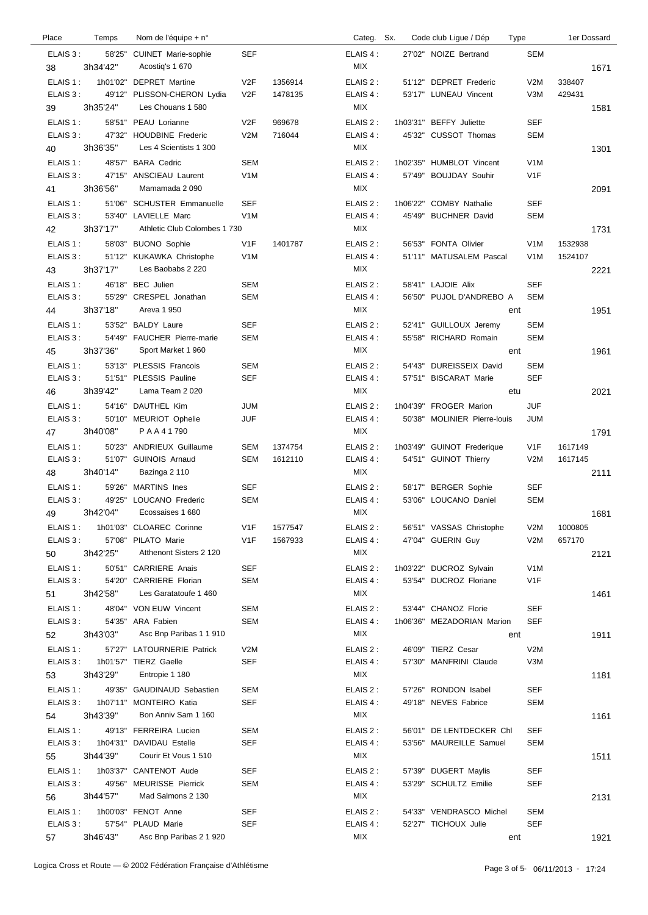| Place | Temps | Nom de l'équipe + n° | | | Categ. | Sx. | Code club Ligue / Dép | Type | | 1er Dossard |
|---|---|---|---|---|---|---|---|---|---|---|
| ELAIS 3 : | 58'25" | CUINET Marie-sophie | SEF | | ELAIS 4 : | | 27'02" NOIZE Bertrand | | SEM | |
| 38 | 3h34'42" | Acostiq's 1 670 | | | MIX | | | | | 1671 |
| ELAIS 1 : | 1h01'02" | DEPRET Martine | V2F | 1356914 | ELAIS 2 : | | 51'12" DEPRET Frederic | | V2M | 338407 |
| ELAIS 3 : | 49'12" | PLISSON-CHERON Lydia | V2F | 1478135 | ELAIS 4 : | | 53'17" LUNEAU Vincent | | V3M | 429431 |
| 39 | 3h35'24" | Les Chouans 1 580 | | | MIX | | | | | 1581 |
| ELAIS 1 : | 58'51" | PEAU Lorianne | V2F | 969678 | ELAIS 2 : | | 1h03'31" BEFFY Juliette | | SEF | |
| ELAIS 3 : | 47'32" | HOUDBINE Frederic | V2M | 716044 | ELAIS 4 : | | 45'32" CUSSOT Thomas | | SEM | |
| 40 | 3h36'35" | Les 4 Scientists 1 300 | | | MIX | | | | | 1301 |
| ELAIS 1 : | 48'57" | BARA Cedric | SEM | | ELAIS 2 : | | 1h02'35" HUMBLOT Vincent | | V1M | |
| ELAIS 3 : | 47'15" | ANSCIEAU Laurent | V1M | | ELAIS 4 : | | 57'49" BOUJDAY Souhir | | V1F | |
| 41 | 3h36'56" | Mamamada 2 090 | | | MIX | | | | | 2091 |
| ELAIS 1 : | 51'06" | SCHUSTER Emmanuelle | SEF | | ELAIS 2 : | | 1h06'22" COMBY Nathalie | | SEF | |
| ELAIS 3 : | 53'40" | LAVIELLE Marc | V1M | | ELAIS 4 : | | 45'49" BUCHNER David | | SEM | |
| 42 | 3h37'17" | Athletic Club Colombes 1 730 | | | MIX | | | | | 1731 |
| ELAIS 1 : | 58'03" | BUONO Sophie | V1F | 1401787 | ELAIS 2 : | | 56'53" FONTA Olivier | | V1M | 1532938 |
| ELAIS 3 : | 51'12" | KUKAWKA Christophe | V1M | | ELAIS 4 : | | 51'11" MATUSALEM Pascal | | V1M | 1524107 |
| 43 | 3h37'17" | Les Baobabs 2 220 | | | MIX | | | | | 2221 |
| ELAIS 1 : | 46'18" | BEC Julien | SEM | | ELAIS 2 : | | 58'41" LAJOIE Alix | | SEF | |
| ELAIS 3 : | 55'29" | CRESPEL Jonathan | SEM | | ELAIS 4 : | | 56'50" PUJOL D'ANDREBO A | | SEM | |
| 44 | 3h37'18" | Areva 1 950 | | | MIX | | | ent | | 1951 |
| ELAIS 1 : | 53'52" | BALDY Laure | SEF | | ELAIS 2 : | | 52'41" GUILLOUX Jeremy | | SEM | |
| ELAIS 3 : | 54'49" | FAUCHER Pierre-marie | SEM | | ELAIS 4 : | | 55'58" RICHARD Romain | | SEM | |
| 45 | 3h37'36" | Sport Market 1 960 | | | MIX | | | ent | | 1961 |
| ELAIS 1 : | 53'13" | PLESSIS Francois | SEM | | ELAIS 2 : | | 54'43" DUREISSEIX David | | SEM | |
| ELAIS 3 : | 51'51" | PLESSIS Pauline | SEF | | ELAIS 4 : | | 57'51" BISCARAT Marie | | SEF | |
| 46 | 3h39'42" | Lama Team 2 020 | | | MIX | | | etu | | 2021 |
| ELAIS 1 : | 54'16" | DAUTHEL Kim | JUM | | ELAIS 2 : | | 1h04'39" FROGER Marion | | JUF | |
| ELAIS 3 : | 50'10" | MEURIOT Ophelie | JUF | | ELAIS 4 : | | 50'38" MOLINIER Pierre-louis | | JUM | |
| 47 | 3h40'08" | P A A 4 1 790 | | | MIX | | | | | 1791 |
| ELAIS 1 : | 50'23" | ANDRIEUX Guillaume | SEM | 1374754 | ELAIS 2 : | | 1h03'49" GUINOT Frederique | | V1F | 1617149 |
| ELAIS 3 : | 51'07" | GUINOIS Arnaud | SEM | 1612110 | ELAIS 4 : | | 54'51" GUINOT Thierry | | V2M | 1617145 |
| 48 | 3h40'14" | Bazinga 2 110 | | | MIX | | | | | 2111 |
| ELAIS 1 : | 59'26" | MARTINS Ines | SEF | | ELAIS 2 : | | 58'17" BERGER Sophie | | SEF | |
| ELAIS 3 : | 49'25" | LOUCANO Frederic | SEM | | ELAIS 4 : | | 53'06" LOUCANO Daniel | | SEM | |
| 49 | 3h42'04" | Ecossaises 1 680 | | | MIX | | | | | 1681 |
| ELAIS 1 : | 1h01'03" | CLOAREC Corinne | V1F | 1577547 | ELAIS 2 : | | 56'51" VASSAS Christophe | | V2M | 1000805 |
| ELAIS 3 : | 57'08" | PILATO Marie | V1F | 1567933 | ELAIS 4 : | | 47'04" GUERIN Guy | | V2M | 657170 |
| 50 | 3h42'25" | Atthenont Sisters 2 120 | | | MIX | | | | | 2121 |
| ELAIS 1 : | 50'51" | CARRIERE Anais | SEF | | ELAIS 2 : | | 1h03'22" DUCROZ Sylvain | | V1M | |
| ELAIS 3 : | 54'20" | CARRIERE Florian | SEM | | ELAIS 4 : | | 53'54" DUCROZ Floriane | | V1F | |
| 51 | 3h42'58" | Les Garatatoufe 1 460 | | | MIX | | | | | 1461 |
| ELAIS 1 : | 48'04" | VON EUW Vincent | SEM | | ELAIS 2 : | | 53'44" CHANOZ Florie | | SEF | |
| ELAIS 3 : | 54'35" | ARA Fabien | SEM | | ELAIS 4 : | | 1h06'36" MEZADORIAN Marion | | SEF | |
| 52 | 3h43'03" | Asc Bnp Paribas 1 1 910 | | | MIX | | | ent | | 1911 |
| ELAIS 1 : | 57'27" | LATOURNERIE Patrick | V2M | | ELAIS 2 : | | 46'09" TIERZ Cesar | | V2M | |
| ELAIS 3 : | 1h01'57" | TIERZ Gaelle | SEF | | ELAIS 4 : | | 57'30" MANFRINI Claude | | V3M | |
| 53 | 3h43'29" | Entropie 1 180 | | | MIX | | | | | 1181 |
| ELAIS 1 : | 49'35" | GAUDINAUD Sebastien | SEM | | ELAIS 2 : | | 57'26" RONDON Isabel | | SEF | |
| ELAIS 3 : | 1h07'11" | MONTEIRO Katia | SEF | | ELAIS 4 : | | 49'18" NEVES Fabrice | | SEM | |
| 54 | 3h43'39" | Bon Anniv Sam 1 160 | | | MIX | | | | | 1161 |
| ELAIS 1 : | 49'13" | FERREIRA Lucien | SEM | | ELAIS 2 : | | 56'01" DE LENTDECKER Chl | | SEF | |
| ELAIS 3 : | 1h04'31" | DAVIDAU Estelle | SEF | | ELAIS 4 : | | 53'56" MAUREILLE Samuel | | SEM | |
| 55 | 3h44'39" | Courir Et Vous 1 510 | | | MIX | | | | | 1511 |
| ELAIS 1 : | 1h03'37" | CANTENOT Aude | SEF | | ELAIS 2 : | | 57'39" DUGERT Maylis | | SEF | |
| ELAIS 3 : | 49'56" | MEURISSE Pierrick | SEM | | ELAIS 4 : | | 53'29" SCHULTZ Emilie | | SEF | |
| 56 | 3h44'57" | Mad Salmons 2 130 | | | MIX | | | | | 2131 |
| ELAIS 1 : | 1h00'03" | FENOT Anne | SEF | | ELAIS 2 : | | 54'33" VENDRASCO Michel | | SEM | |
| ELAIS 3 : | 57'54" | PLAUD Marie | SEF | | ELAIS 4 : | | 52'27" TICHOUX Julie | | SEF | |
| 57 | 3h46'43" | Asc Bnp Paribas 2 1 920 | | | MIX | | | ent | | 1921 |

Logica Cross et Route — © 2002 Fédération Française d'Athlétisme

06/11/2013 - 17:24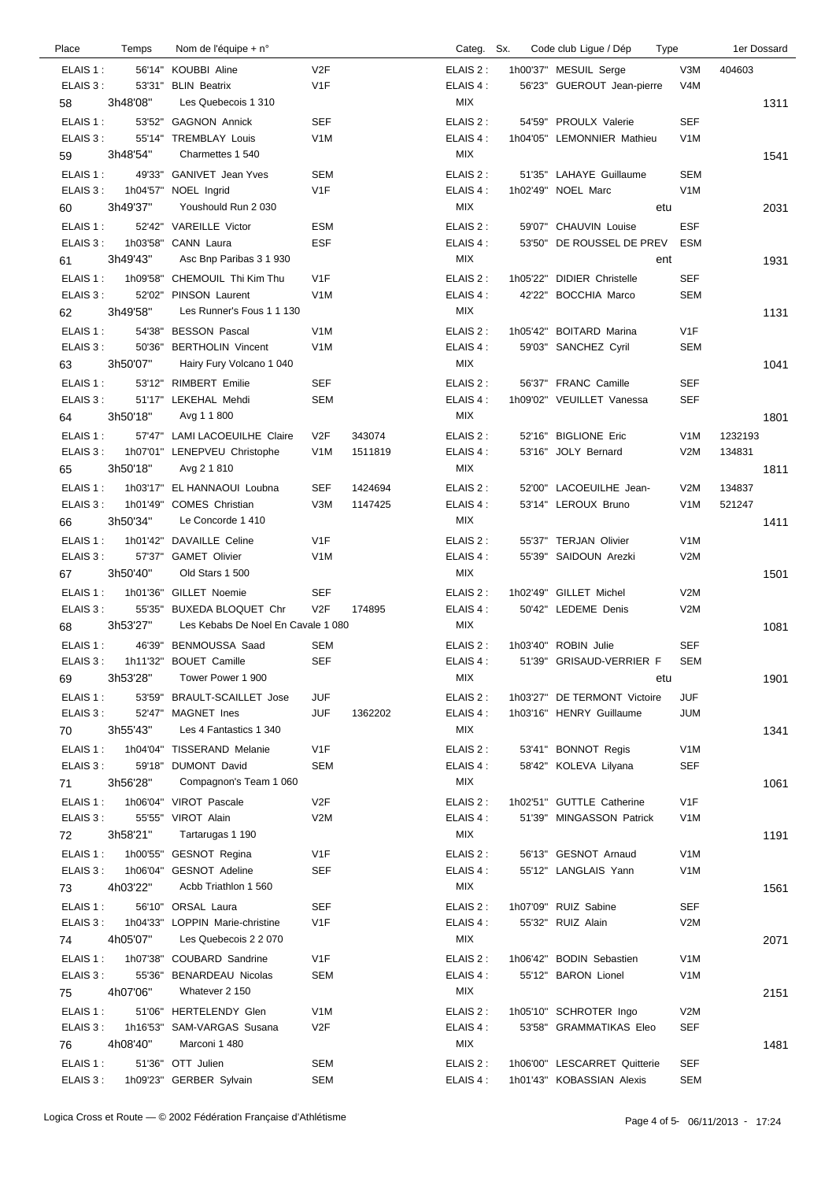| Place | Temps | Nom de l'équipe + n° | | | Categ. | Sx. | Code club Ligue / Dép | Type | | 1er Dossard |
|---|---|---|---|---|---|---|---|---|---|---|
| ELAIS 1 : | 56'14" | KOUBBI Aline | V2F | | ELAIS 2 : | | 1h00'37" MESUIL Serge | | V3M | 404603 |
| ELAIS 3 : | 53'31" | BLIN Beatrix | V1F | | ELAIS 4 : | | 56'23" GUEROUT Jean-pierre | | V4M | |
| 58 | 3h48'08" | Les Quebecois 1 310 | | | MIX | | | | | 1311 |
| ELAIS 1 : | 53'52" | GAGNON Annick | SEF | | ELAIS 2 : | | 54'59" PROULX Valerie | | SEF | |
| ELAIS 3 : | 55'14" | TREMBLAY Louis | V1M | | ELAIS 4 : | | 1h04'05" LEMONNIER Mathieu | | V1M | |
| 59 | 3h48'54" | Charmettes 1 540 | | | MIX | | | | | 1541 |
| ELAIS 1 : | 49'33" | GANIVET Jean Yves | SEM | | ELAIS 2 : | | 51'35" LAHAYE Guillaume | | SEM | |
| ELAIS 3 : | 1h04'57" | NOEL Ingrid | V1F | | ELAIS 4 : | | 1h02'49" NOEL Marc | | V1M | |
| 60 | 3h49'37" | Youshould Run 2 030 | | | MIX | | | etu | | 2031 |
| ELAIS 1 : | 52'42" | VAREILLE Victor | ESM | | ELAIS 2 : | | 59'07" CHAUVIN Louise | | ESF | |
| ELAIS 3 : | 1h03'58" | CANN Laura | ESF | | ELAIS 4 : | | 53'50" DE ROUSSEL DE PREV | | ESM | |
| 61 | 3h49'43" | Asc Bnp Paribas 3 1 930 | | | MIX | | | ent | | 1931 |
| ELAIS 1 : | 1h09'58" | CHEMOUIL Thi Kim Thu | V1F | | ELAIS 2 : | | 1h05'22" DIDIER Christelle | | SEF | |
| ELAIS 3 : | 52'02" | PINSON Laurent | V1M | | ELAIS 4 : | | 42'22" BOCCHIA Marco | | SEM | |
| 62 | 3h49'58" | Les Runner's Fous 1 1 130 | | | MIX | | | | | 1131 |
| ELAIS 1 : | 54'38" | BESSON Pascal | V1M | | ELAIS 2 : | | 1h05'42" BOITARD Marina | | V1F | |
| ELAIS 3 : | 50'36" | BERTHOLIN Vincent | V1M | | ELAIS 4 : | | 59'03" SANCHEZ Cyril | | SEM | |
| 63 | 3h50'07" | Hairy Fury Volcano 1 040 | | | MIX | | | | | 1041 |
| ELAIS 1 : | 53'12" | RIMBERT Emilie | SEF | | ELAIS 2 : | | 56'37" FRANC Camille | | SEF | |
| ELAIS 3 : | 51'17" | LEKEHAL Mehdi | SEM | | ELAIS 4 : | | 1h09'02" VEUILLET Vanessa | | SEF | |
| 64 | 3h50'18" | Avg 1 1 800 | | | MIX | | | | | 1801 |
| ELAIS 1 : | 57'47" | LAMI LACOEUILHE Claire | V2F | 343074 | ELAIS 2 : | | 52'16" BIGLIONE Eric | | V1M | 1232193 |
| ELAIS 3 : | 1h07'01" | LENEPVEU Christophe | V1M | 1511819 | ELAIS 4 : | | 53'16" JOLY Bernard | | V2M | 134831 |
| 65 | 3h50'18" | Avg 2 1 810 | | | MIX | | | | | 1811 |
| ELAIS 1 : | 1h03'17" | EL HANNAOUI Loubna | SEF | 1424694 | ELAIS 2 : | | 52'00" LACOEUILHE Jean- | | V2M | 134837 |
| ELAIS 3 : | 1h01'49" | COMES Christian | V3M | 1147425 | ELAIS 4 : | | 53'14" LEROUX Bruno | | V1M | 521247 |
| 66 | 3h50'34" | Le Concorde 1 410 | | | MIX | | | | | 1411 |
| ELAIS 1 : | 1h01'42" | DAVAILLE Celine | V1F | | ELAIS 2 : | | 55'37" TERJAN Olivier | | V1M | |
| ELAIS 3 : | 57'37" | GAMET Olivier | V1M | | ELAIS 4 : | | 55'39" SAIDOUN Arezki | | V2M | |
| 67 | 3h50'40" | Old Stars 1 500 | | | MIX | | | | | 1501 |
| ELAIS 1 : | 1h01'36" | GILLET Noemie | SEF | | ELAIS 2 : | | 1h02'49" GILLET Michel | | V2M | |
| ELAIS 3 : | 55'35" | BUXEDA BLOQUET Chr | V2F | 174895 | ELAIS 4 : | | 50'42" LEDEME Denis | | V2M | |
| 68 | 3h53'27" | Les Kebabs De Noel En Cavale 1 080 | | | MIX | | | | | 1081 |
| ELAIS 1 : | 46'39" | BENMOUSSA Saad | SEM | | ELAIS 2 : | | 1h03'40" ROBIN Julie | | SEF | |
| ELAIS 3 : | 1h11'32" | BOUET Camille | SEF | | ELAIS 4 : | | 51'39" GRISAUD-VERRIER F | | SEM | |
| 69 | 3h53'28" | Tower Power 1 900 | | | MIX | | | etu | | 1901 |
| ELAIS 1 : | 53'59" | BRAULT-SCAILLET Jose | JUF | | ELAIS 2 : | | 1h03'27" DE TERMONT Victoire | | JUF | |
| ELAIS 3 : | 52'47" | MAGNET Ines | JUF | 1362202 | ELAIS 4 : | | 1h03'16" HENRY Guillaume | | JUM | |
| 70 | 3h55'43" | Les 4 Fantastics 1 340 | | | MIX | | | | | 1341 |
| ELAIS 1 : | 1h04'04" | TISSERAND Melanie | V1F | | ELAIS 2 : | | 53'41" BONNOT Regis | | V1M | |
| ELAIS 3 : | 59'18" | DUMONT David | SEM | | ELAIS 4 : | | 58'42" KOLEVA Lilyana | | SEF | |
| 71 | 3h56'28" | Compagnon's Team 1 060 | | | MIX | | | | | 1061 |
| ELAIS 1 : | 1h06'04" | VIROT Pascale | V2F | | ELAIS 2 : | | 1h02'51" GUTTLE Catherine | | V1F | |
| ELAIS 3 : | 55'55" | VIROT Alain | V2M | | ELAIS 4 : | | 51'39" MINGASSON Patrick | | V1M | |
| 72 | 3h58'21" | Tartarugas 1 190 | | | MIX | | | | | 1191 |
| ELAIS 1 : | 1h00'55" | GESNOT Regina | V1F | | ELAIS 2 : | | 56'13" GESNOT Arnaud | | V1M | |
| ELAIS 3 : | 1h06'04" | GESNOT Adeline | SEF | | ELAIS 4 : | | 55'12" LANGLAIS Yann | | V1M | |
| 73 | 4h03'22" | Acbb Triathlon 1 560 | | | MIX | | | | | 1561 |
| ELAIS 1 : | 56'10" | ORSAL Laura | SEF | | ELAIS 2 : | | 1h07'09" RUIZ Sabine | | SEF | |
| ELAIS 3 : | 1h04'33" | LOPPIN Marie-christine | V1F | | ELAIS 4 : | | 55'32" RUIZ Alain | | V2M | |
| 74 | 4h05'07" | Les Quebecois 2 2 070 | | | MIX | | | | | 2071 |
| ELAIS 1 : | 1h07'38" | COUBARD Sandrine | V1F | | ELAIS 2 : | | 1h06'42" BODIN Sebastien | | V1M | |
| ELAIS 3 : | 55'36" | BENARDEAU Nicolas | SEM | | ELAIS 4 : | | 55'12" BARON Lionel | | V1M | |
| 75 | 4h07'06" | Whatever 2 150 | | | MIX | | | | | 2151 |
| ELAIS 1 : | 51'06" | HERTELENDY Glen | V1M | | ELAIS 2 : | | 1h05'10" SCHROTER Ingo | | V2M | |
| ELAIS 3 : | 1h16'53" | SAM-VARGAS Susana | V2F | | ELAIS 4 : | | 53'58" GRAMMATIKAS Eleo | | SEF | |
| 76 | 4h08'40" | Marconi 1 480 | | | MIX | | | | | 1481 |
| ELAIS 1 : | 51'36" | OTT Julien | SEM | | ELAIS 2 : | | 1h06'00" LESCARRET Quitterie | | SEF | |
| ELAIS 3 : | 1h09'23" | GERBER Sylvain | SEM | | ELAIS 4 : | | 1h01'43" KOBASSIAN Alexis | | SEM | |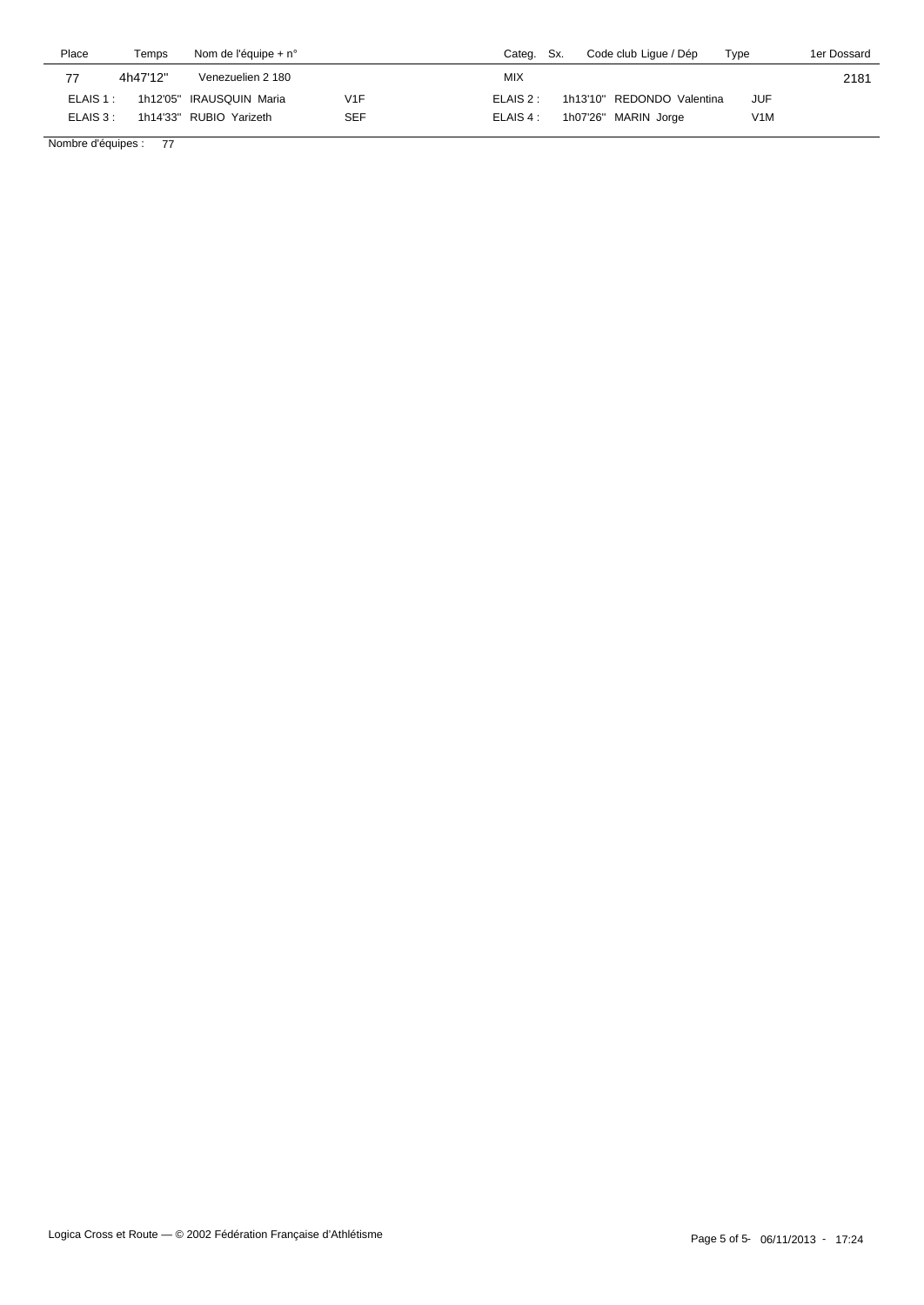| Place | Temps | Nom de l'équipe + n° | | Categ. | Sx. | Code club Ligue / Dép | Type | 1er Dossard |
|---|---|---|---|---|---|---|---|---|
| 77 | 4h47'12'' | Venezuelien 2 180 | | MIX | | | | 2181 |
| ELAIS 1 : | 1h12'05'' | IRAUSQUIN Maria | V1F | ELAIS 2 : | 1h13'10'' | REDONDO Valentina | JUF | |
| ELAIS 3 : | 1h14'33'' | RUBIO Yarizeth | SEF | ELAIS 4 : | 1h07'26'' | MARIN Jorge | V1M | |

Nombre d'équipes : 77

Logica Cross et Route — © 2002 Fédération Française d'Athlétisme

06/11/2013 - 17:24